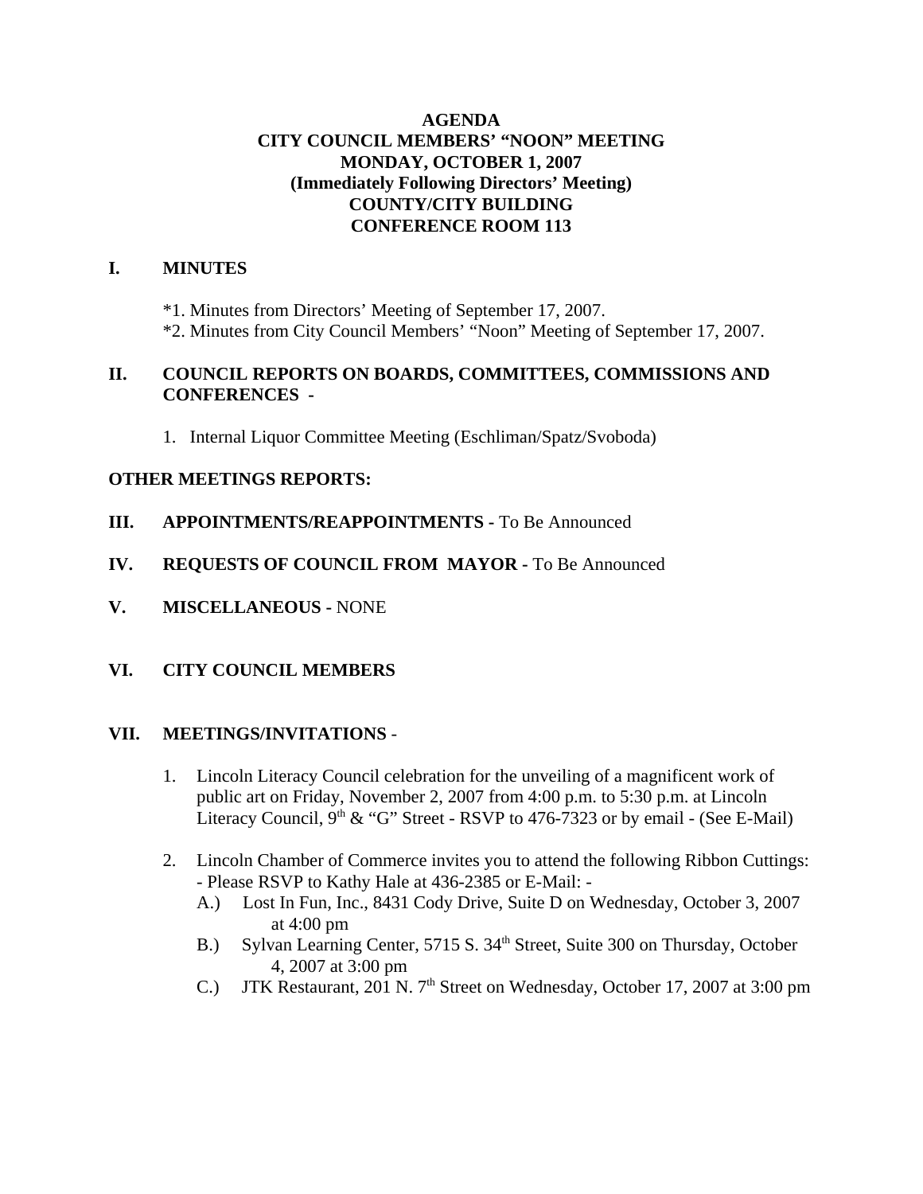# AGENDA
## CITY COUNCIL MEMBERS' "NOON" MEETING
## MONDAY, OCTOBER 1, 2007
## (Immediately Following Directors' Meeting)
## COUNTY/CITY BUILDING
## CONFERENCE ROOM 113

**I. MINUTES**

*1. Minutes from Directors' Meeting of September 17, 2007.
*2. Minutes from City Council Members' "Noon" Meeting of September 17, 2007.

**II. COUNCIL REPORTS ON BOARDS, COMMITTEES, COMMISSIONS AND CONFERENCES -**

1. Internal Liquor Committee Meeting (Eschliman/Spatz/Svoboda)

**OTHER MEETINGS REPORTS:**

**III. APPOINTMENTS/REAPPOINTMENTS -** To Be Announced

**IV. REQUESTS OF COUNCIL FROM MAYOR -** To Be Announced

**V. MISCELLANEOUS -** NONE

**VI. CITY COUNCIL MEMBERS**

**VII. MEETINGS/INVITATIONS** -

1. Lincoln Literacy Council celebration for the unveiling of a magnificent work of public art on Friday, November 2, 2007 from 4:00 p.m. to 5:30 p.m. at Lincoln Literacy Council, 9th & "G" Street - RSVP to 476-7323 or by email - (See E-Mail)

2. Lincoln Chamber of Commerce invites you to attend the following Ribbon Cuttings: - Please RSVP to Kathy Hale at 436-2385 or E-Mail: -
   A.) Lost In Fun, Inc., 8431 Cody Drive, Suite D on Wednesday, October 3, 2007 at 4:00 pm
   B.) Sylvan Learning Center, 5715 S. 34th Street, Suite 300 on Thursday, October 4, 2007 at 3:00 pm
   C.) JTK Restaurant, 201 N. 7th Street on Wednesday, October 17, 2007 at 3:00 pm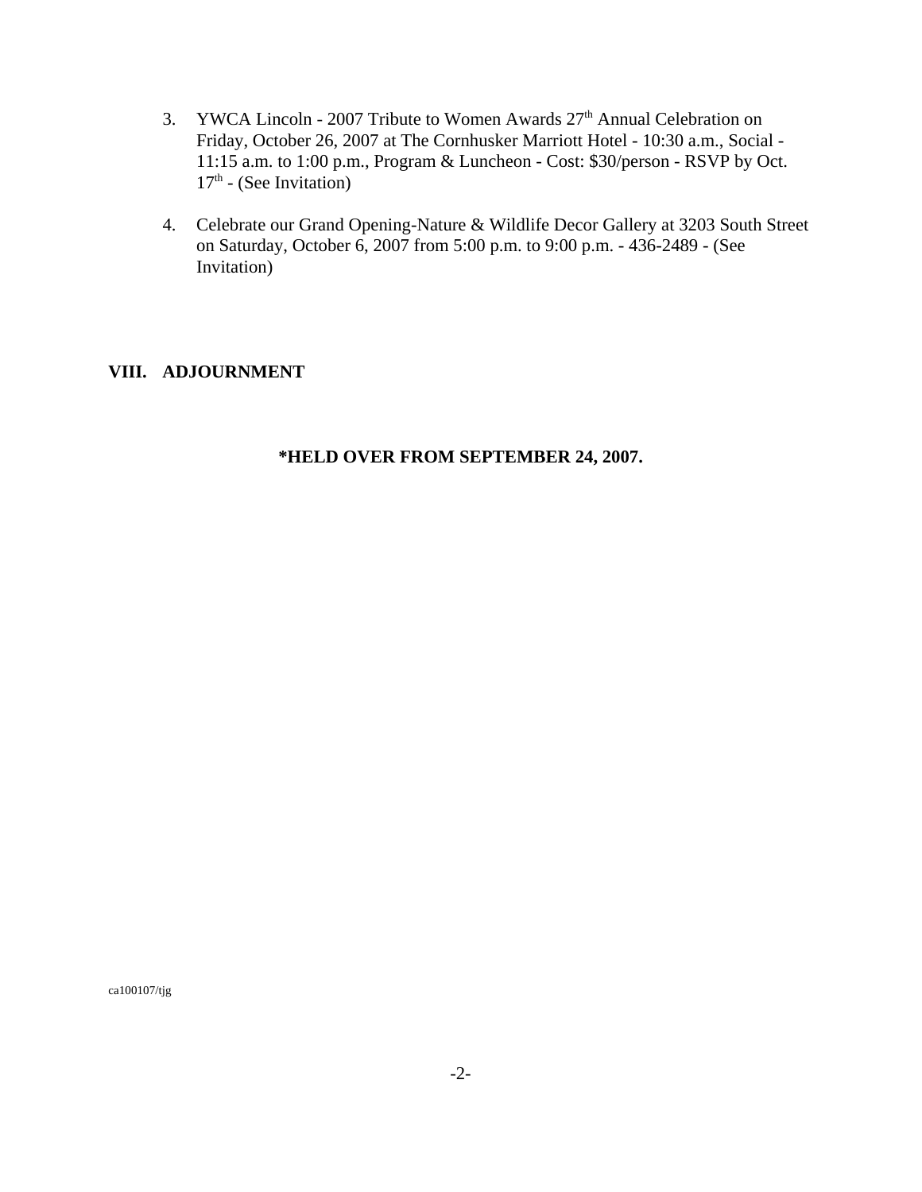3. YWCA Lincoln - 2007 Tribute to Women Awards 27th Annual Celebration on Friday, October 26, 2007 at The Cornhusker Marriott Hotel - 10:30 a.m., Social - 11:15 a.m. to 1:00 p.m., Program & Luncheon - Cost: $30/person - RSVP by Oct. 17th - (See Invitation)

4. Celebrate our Grand Opening-Nature & Wildlife Decor Gallery at 3203 South Street on Saturday, October 6, 2007 from 5:00 p.m. to 9:00 p.m. - 436-2489 - (See Invitation)

## VIII. ADJOURNMENT

**\*HELD OVER FROM SEPTEMBER 24, 2007.**

ca100107/tjg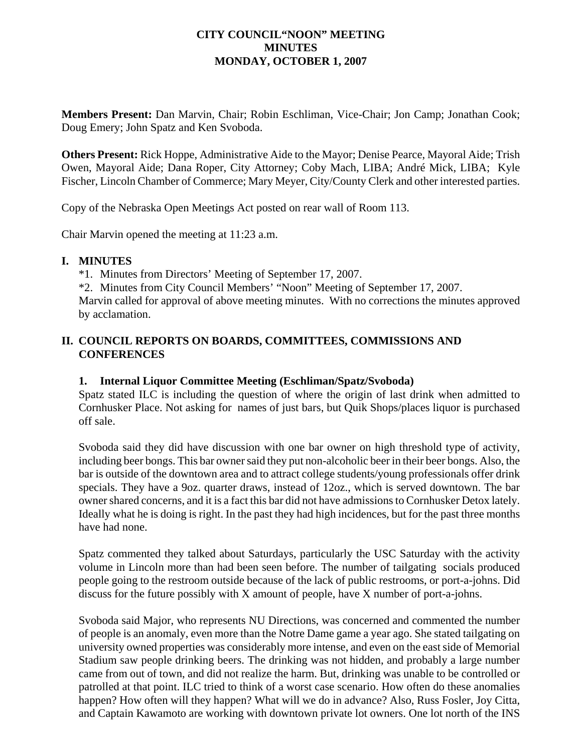**CITY COUNCIL"NOON" MEETING**
**MINUTES**
**MONDAY, OCTOBER 1, 2007**

**Members Present:** Dan Marvin, Chair; Robin Eschliman, Vice-Chair; Jon Camp; Jonathan Cook; Doug Emery; John Spatz and Ken Svoboda.

**Others Present:** Rick Hoppe, Administrative Aide to the Mayor; Denise Pearce, Mayoral Aide; Trish Owen, Mayoral Aide; Dana Roper, City Attorney; Coby Mach, LIBA; André Mick, LIBA; Kyle Fischer, Lincoln Chamber of Commerce; Mary Meyer, City/County Clerk and other interested parties.

Copy of the Nebraska Open Meetings Act posted on rear wall of Room 113.

Chair Marvin opened the meeting at 11:23 a.m.

## I. MINUTES

*1. Minutes from Directors' Meeting of September 17, 2007.
*2. Minutes from City Council Members' "Noon" Meeting of September 17, 2007.
Marvin called for approval of above meeting minutes. With no corrections the minutes approved by acclamation.

## II. COUNCIL REPORTS ON BOARDS, COMMITTEES, COMMISSIONS AND CONFERENCES

### 1. Internal Liquor Committee Meeting (Eschliman/Spatz/Svoboda)

Spatz stated ILC is including the question of where the origin of last drink when admitted to Cornhusker Place. Not asking for names of just bars, but Quik Shops/places liquor is purchased off sale.

Svoboda said they did have discussion with one bar owner on high threshold type of activity, including beer bongs. This bar owner said they put non-alcoholic beer in their beer bongs. Also, the bar is outside of the downtown area and to attract college students/young professionals offer drink specials. They have a 9oz. quarter draws, instead of 12oz., which is served downtown. The bar owner shared concerns, and it is a fact this bar did not have admissions to Cornhusker Detox lately. Ideally what he is doing is right. In the past they had high incidences, but for the past three months have had none.

Spatz commented they talked about Saturdays, particularly the USC Saturday with the activity volume in Lincoln more than had been seen before. The number of tailgating socials produced people going to the restroom outside because of the lack of public restrooms, or port-a-johns. Did discuss for the future possibly with X amount of people, have X number of port-a-johns.

Svoboda said Major, who represents NU Directions, was concerned and commented the number of people is an anomaly, even more than the Notre Dame game a year ago. She stated tailgating on university owned properties was considerably more intense, and even on the east side of Memorial Stadium saw people drinking beers. The drinking was not hidden, and probably a large number came from out of town, and did not realize the harm. But, drinking was unable to be controlled or patrolled at that point. ILC tried to think of a worst case scenario. How often do these anomalies happen? How often will they happen? What will we do in advance? Also, Russ Fosler, Joy Citta, and Captain Kawamoto are working with downtown private lot owners. One lot north of the INS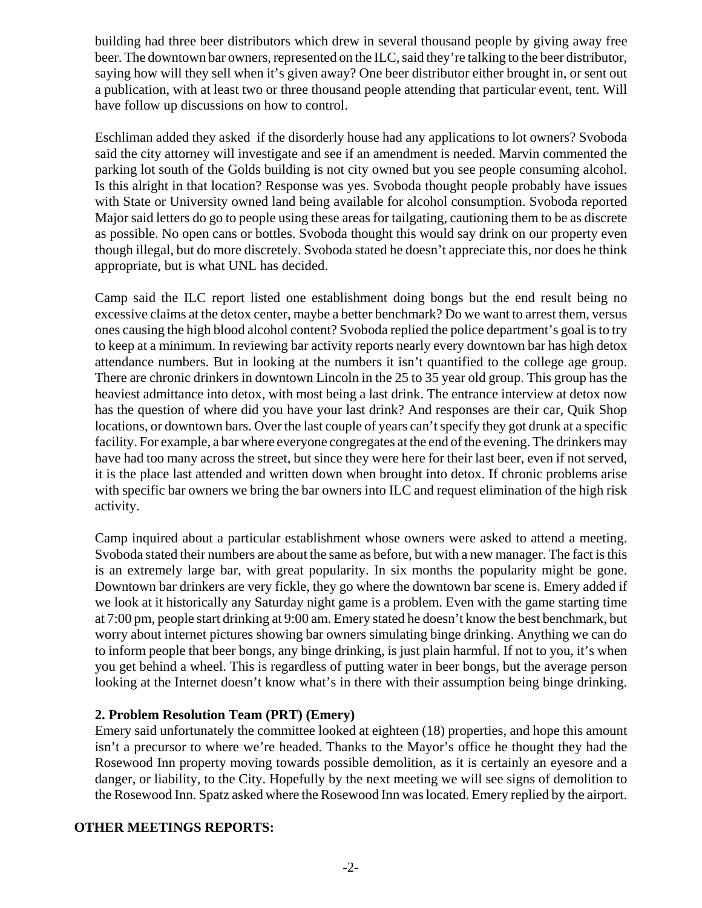building had three beer distributors which drew in several thousand people by giving away free beer. The downtown bar owners, represented on the ILC, said they're talking to the beer distributor, saying how will they sell when it's given away? One beer distributor either brought in, or sent out a publication, with at least two or three thousand people attending that particular event, tent. Will have follow up discussions on how to control.

Eschliman added they asked if the disorderly house had any applications to lot owners? Svoboda said the city attorney will investigate and see if an amendment is needed. Marvin commented the parking lot south of the Golds building is not city owned but you see people consuming alcohol. Is this alright in that location? Response was yes. Svoboda thought people probably have issues with State or University owned land being available for alcohol consumption. Svoboda reported Major said letters do go to people using these areas for tailgating, cautioning them to be as discrete as possible. No open cans or bottles. Svoboda thought this would say drink on our property even though illegal, but do more discretely. Svoboda stated he doesn't appreciate this, nor does he think appropriate, but is what UNL has decided.

Camp said the ILC report listed one establishment doing bongs but the end result being no excessive claims at the detox center, maybe a better benchmark? Do we want to arrest them, versus ones causing the high blood alcohol content? Svoboda replied the police department's goal is to try to keep at a minimum. In reviewing bar activity reports nearly every downtown bar has high detox attendance numbers. But in looking at the numbers it isn't quantified to the college age group. There are chronic drinkers in downtown Lincoln in the 25 to 35 year old group. This group has the heaviest admittance into detox, with most being a last drink. The entrance interview at detox now has the question of where did you have your last drink? And responses are their car, Quik Shop locations, or downtown bars. Over the last couple of years can't specify they got drunk at a specific facility. For example, a bar where everyone congregates at the end of the evening. The drinkers may have had too many across the street, but since they were here for their last beer, even if not served, it is the place last attended and written down when brought into detox. If chronic problems arise with specific bar owners we bring the bar owners into ILC and request elimination of the high risk activity.

Camp inquired about a particular establishment whose owners were asked to attend a meeting. Svoboda stated their numbers are about the same as before, but with a new manager. The fact is this is an extremely large bar, with great popularity. In six months the popularity might be gone. Downtown bar drinkers are very fickle, they go where the downtown bar scene is. Emery added if we look at it historically any Saturday night game is a problem. Even with the game starting time at 7:00 pm, people start drinking at 9:00 am. Emery stated he doesn't know the best benchmark, but worry about internet pictures showing bar owners simulating binge drinking. Anything we can do to inform people that beer bongs, any binge drinking, is just plain harmful. If not to you, it's when you get behind a wheel. This is regardless of putting water in beer bongs, but the average person looking at the Internet doesn't know what's in there with their assumption being binge drinking.

**2. Problem Resolution Team (PRT) (Emery)**

Emery said unfortunately the committee looked at eighteen (18) properties, and hope this amount isn't a precursor to where we're headed. Thanks to the Mayor's office he thought they had the Rosewood Inn property moving towards possible demolition, as it is certainly an eyesore and a danger, or liability, to the City. Hopefully by the next meeting we will see signs of demolition to the Rosewood Inn. Spatz asked where the Rosewood Inn was located. Emery replied by the airport.

**OTHER MEETINGS REPORTS:**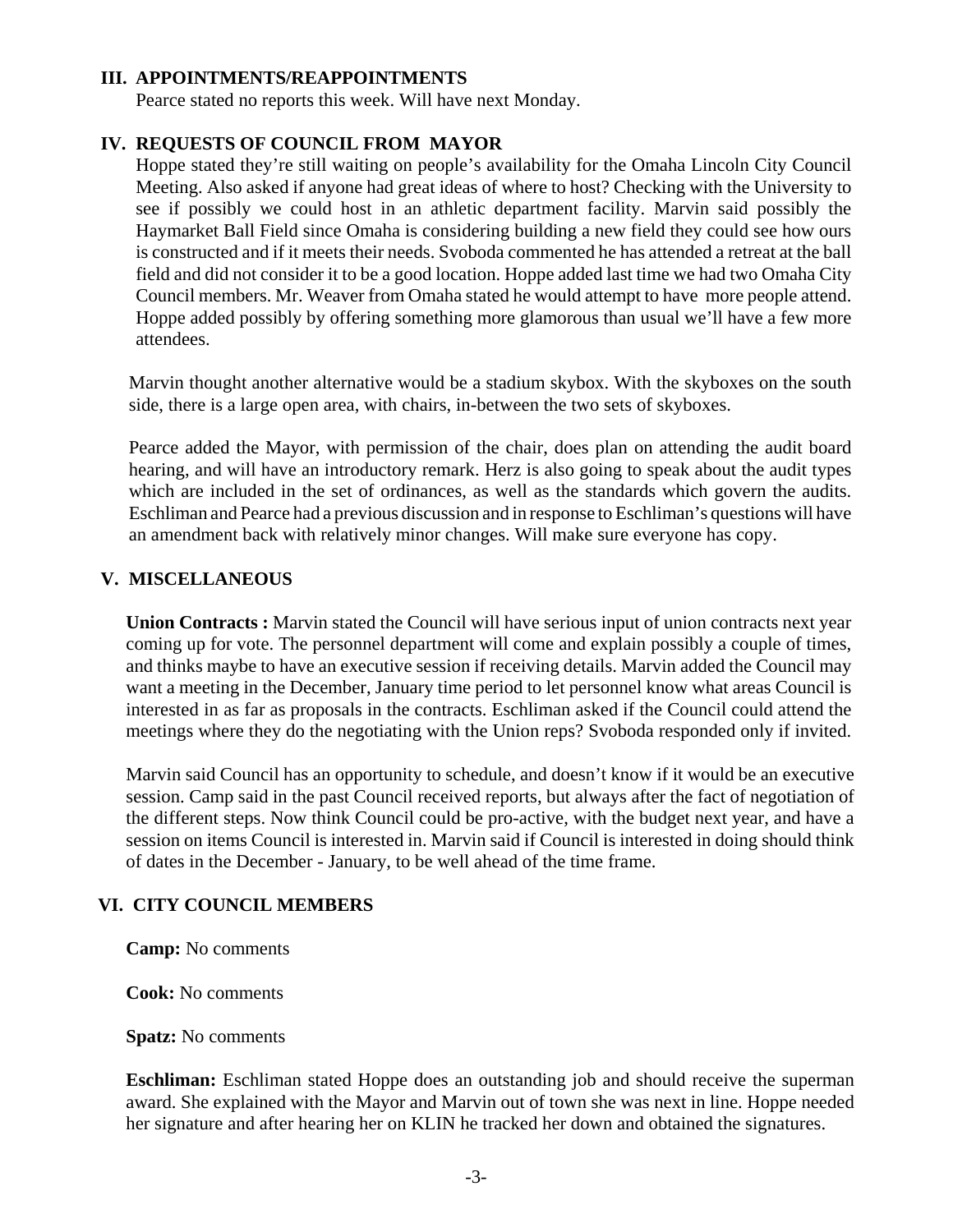## III. APPOINTMENTS/REAPPOINTMENTS

Pearce stated no reports this week. Will have next Monday.

## IV. REQUESTS OF COUNCIL FROM MAYOR

Hoppe stated they're still waiting on people's availability for the Omaha Lincoln City Council Meeting. Also asked if anyone had great ideas of where to host? Checking with the University to see if possibly we could host in an athletic department facility. Marvin said possibly the Haymarket Ball Field since Omaha is considering building a new field they could see how ours is constructed and if it meets their needs. Svoboda commented he has attended a retreat at the ball field and did not consider it to be a good location. Hoppe added last time we had two Omaha City Council members. Mr. Weaver from Omaha stated he would attempt to have more people attend. Hoppe added possibly by offering something more glamorous than usual we'll have a few more attendees.

Marvin thought another alternative would be a stadium skybox. With the skyboxes on the south side, there is a large open area, with chairs, in-between the two sets of skyboxes.

Pearce added the Mayor, with permission of the chair, does plan on attending the audit board hearing, and will have an introductory remark. Herz is also going to speak about the audit types which are included in the set of ordinances, as well as the standards which govern the audits. Eschliman and Pearce had a previous discussion and in response to Eschliman's questions will have an amendment back with relatively minor changes. Will make sure everyone has copy.

## V. MISCELLANEOUS

**Union Contracts :** Marvin stated the Council will have serious input of union contracts next year coming up for vote. The personnel department will come and explain possibly a couple of times, and thinks maybe to have an executive session if receiving details. Marvin added the Council may want a meeting in the December, January time period to let personnel know what areas Council is interested in as far as proposals in the contracts. Eschliman asked if the Council could attend the meetings where they do the negotiating with the Union reps? Svoboda responded only if invited.

Marvin said Council has an opportunity to schedule, and doesn't know if it would be an executive session. Camp said in the past Council received reports, but always after the fact of negotiation of the different steps. Now think Council could be pro-active, with the budget next year, and have a session on items Council is interested in. Marvin said if Council is interested in doing should think of dates in the December - January, to be well ahead of the time frame.

## VI. CITY COUNCIL MEMBERS

**Camp:** No comments

**Cook:** No comments

**Spatz:** No comments

**Eschliman:** Eschliman stated Hoppe does an outstanding job and should receive the superman award. She explained with the Mayor and Marvin out of town she was next in line. Hoppe needed her signature and after hearing her on KLIN he tracked her down and obtained the signatures.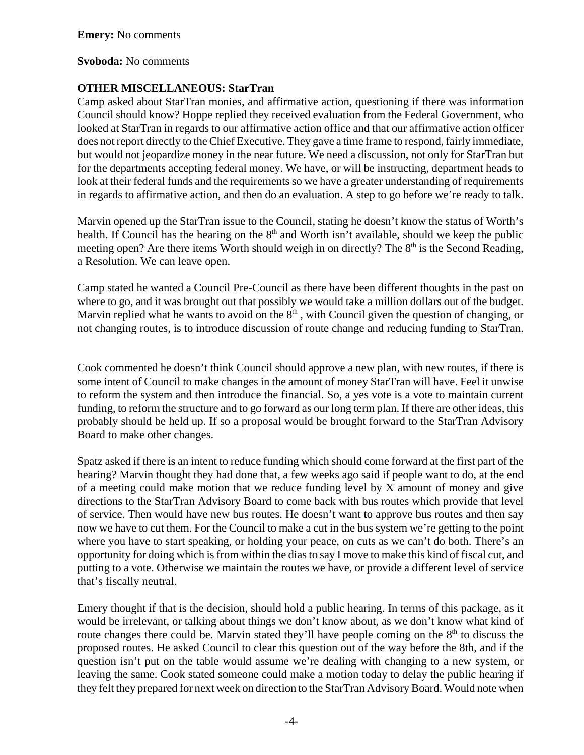**Emery:** No comments

**Svoboda:** No comments

**OTHER MISCELLANEOUS: StarTran**

Camp asked about StarTran monies, and affirmative action, questioning if there was information Council should know? Hoppe replied they received evaluation from the Federal Government, who looked at StarTran in regards to our affirmative action office and that our affirmative action officer does not report directly to the Chief Executive. They gave a time frame to respond, fairly immediate, but would not jeopardize money in the near future. We need a discussion, not only for StarTran but for the departments accepting federal money. We have, or will be instructing, department heads to look at their federal funds and the requirements so we have a greater understanding of requirements in regards to affirmative action, and then do an evaluation. A step to go before we're ready to talk.

Marvin opened up the StarTran issue to the Council, stating he doesn't know the status of Worth's health. If Council has the hearing on the 8th and Worth isn't available, should we keep the public meeting open? Are there items Worth should weigh in on directly? The 8th is the Second Reading, a Resolution. We can leave open.

Camp stated he wanted a Council Pre-Council as there have been different thoughts in the past on where to go, and it was brought out that possibly we would take a million dollars out of the budget. Marvin replied what he wants to avoid on the 8th , with Council given the question of changing, or not changing routes, is to introduce discussion of route change and reducing funding to StarTran.

Cook commented he doesn't think Council should approve a new plan, with new routes, if there is some intent of Council to make changes in the amount of money StarTran will have. Feel it unwise to reform the system and then introduce the financial. So, a yes vote is a vote to maintain current funding, to reform the structure and to go forward as our long term plan. If there are other ideas, this probably should be held up. If so a proposal would be brought forward to the StarTran Advisory Board to make other changes.

Spatz asked if there is an intent to reduce funding which should come forward at the first part of the hearing? Marvin thought they had done that, a few weeks ago said if people want to do, at the end of a meeting could make motion that we reduce funding level by X amount of money and give directions to the StarTran Advisory Board to come back with bus routes which provide that level of service. Then would have new bus routes. He doesn't want to approve bus routes and then say now we have to cut them. For the Council to make a cut in the bus system we're getting to the point where you have to start speaking, or holding your peace, on cuts as we can't do both. There's an opportunity for doing which is from within the dias to say I move to make this kind of fiscal cut, and putting to a vote. Otherwise we maintain the routes we have, or provide a different level of service that's fiscally neutral.

Emery thought if that is the decision, should hold a public hearing. In terms of this package, as it would be irrelevant, or talking about things we don't know about, as we don't know what kind of route changes there could be. Marvin stated they'll have people coming on the 8th to discuss the proposed routes. He asked Council to clear this question out of the way before the 8th, and if the question isn't put on the table would assume we're dealing with changing to a new system, or leaving the same. Cook stated someone could make a motion today to delay the public hearing if they felt they prepared for next week on direction to the StarTran Advisory Board. Would note when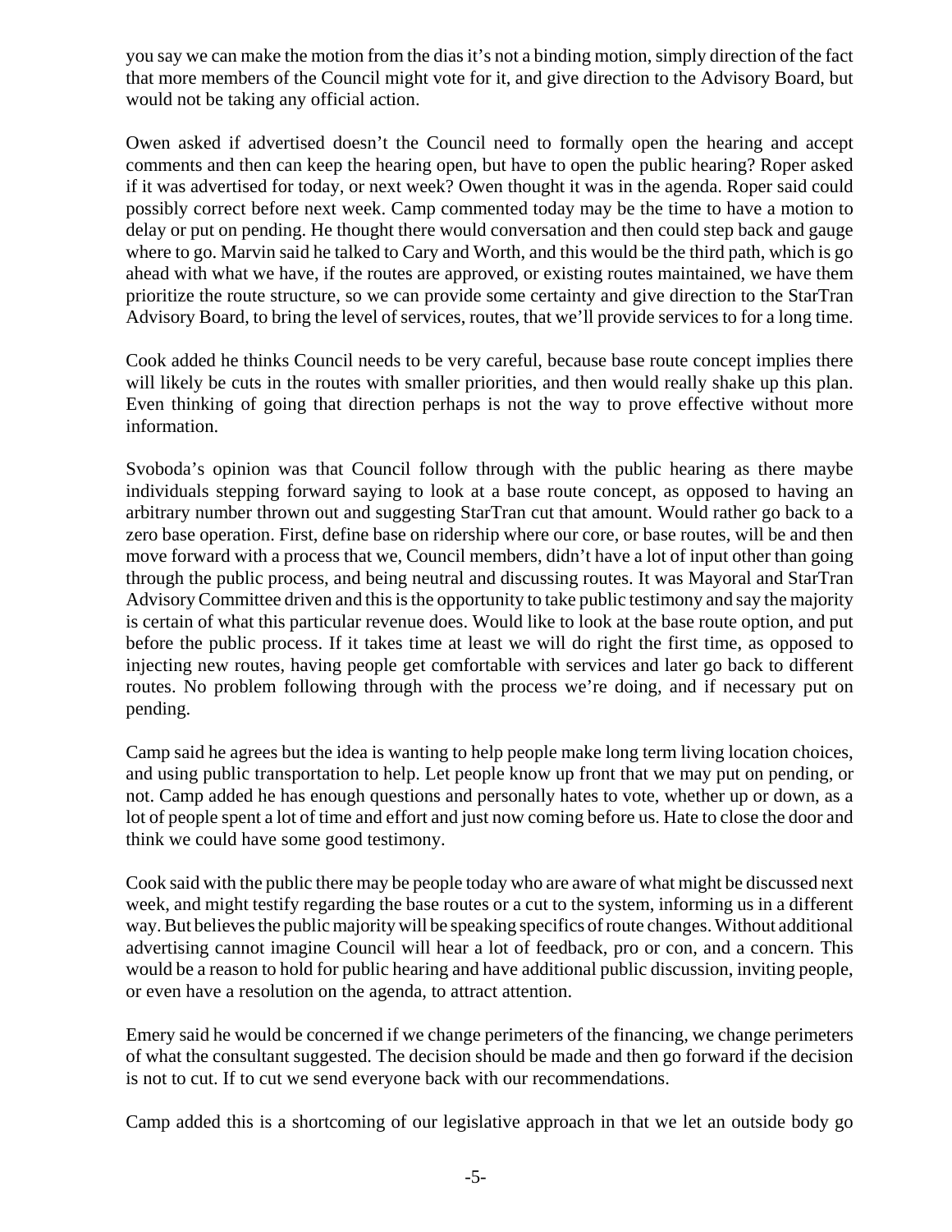you say we can make the motion from the dias it's not a binding motion, simply direction of the fact that more members of the Council might vote for it, and give direction to the Advisory Board, but would not be taking any official action.

Owen asked if advertised doesn't the Council need to formally open the hearing and accept comments and then can keep the hearing open, but have to open the public hearing? Roper asked if it was advertised for today, or next week? Owen thought it was in the agenda. Roper said could possibly correct before next week. Camp commented today may be the time to have a motion to delay or put on pending. He thought there would conversation and then could step back and gauge where to go. Marvin said he talked to Cary and Worth, and this would be the third path, which is go ahead with what we have, if the routes are approved, or existing routes maintained, we have them prioritize the route structure, so we can provide some certainty and give direction to the StarTran Advisory Board, to bring the level of services, routes, that we'll provide services to for a long time.

Cook added he thinks Council needs to be very careful, because base route concept implies there will likely be cuts in the routes with smaller priorities, and then would really shake up this plan. Even thinking of going that direction perhaps is not the way to prove effective without more information.

Svoboda's opinion was that Council follow through with the public hearing as there maybe individuals stepping forward saying to look at a base route concept, as opposed to having an arbitrary number thrown out and suggesting StarTran cut that amount. Would rather go back to a zero base operation. First, define base on ridership where our core, or base routes, will be and then move forward with a process that we, Council members, didn't have a lot of input other than going through the public process, and being neutral and discussing routes. It was Mayoral and StarTran Advisory Committee driven and this is the opportunity to take public testimony and say the majority is certain of what this particular revenue does. Would like to look at the base route option, and put before the public process. If it takes time at least we will do right the first time, as opposed to injecting new routes, having people get comfortable with services and later go back to different routes. No problem following through with the process we're doing, and if necessary put on pending.

Camp said he agrees but the idea is wanting to help people make long term living location choices, and using public transportation to help. Let people know up front that we may put on pending, or not. Camp added he has enough questions and personally hates to vote, whether up or down, as a lot of people spent a lot of time and effort and just now coming before us. Hate to close the door and think we could have some good testimony.

Cook said with the public there may be people today who are aware of what might be discussed next week, and might testify regarding the base routes or a cut to the system, informing us in a different way. But believes the public majority will be speaking specifics of route changes. Without additional advertising cannot imagine Council will hear a lot of feedback, pro or con, and a concern. This would be a reason to hold for public hearing and have additional public discussion, inviting people, or even have a resolution on the agenda, to attract attention.

Emery said he would be concerned if we change perimeters of the financing, we change perimeters of what the consultant suggested. The decision should be made and then go forward if the decision is not to cut. If to cut we send everyone back with our recommendations.

Camp added this is a shortcoming of our legislative approach in that we let an outside body go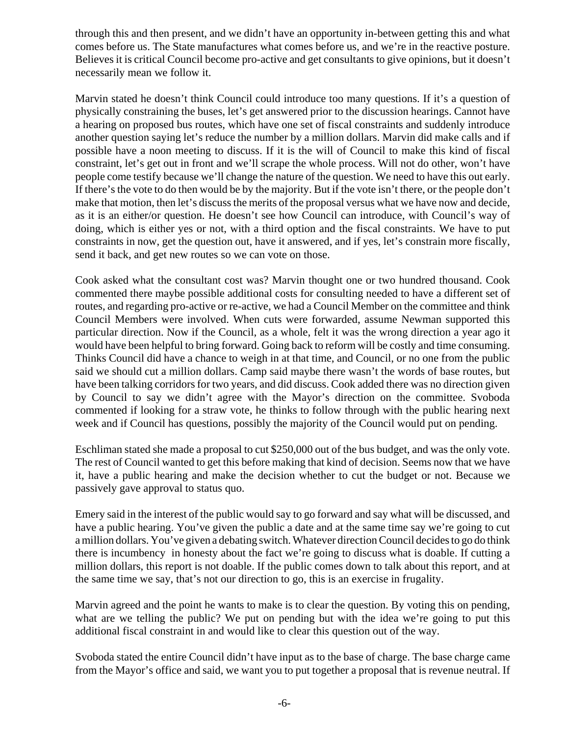through this and then present, and we didn't have an opportunity in-between getting this and what comes before us. The State manufactures what comes before us, and we're in the reactive posture. Believes it is critical Council become pro-active and get consultants to give opinions, but it doesn't necessarily mean we follow it.

Marvin stated he doesn't think Council could introduce too many questions. If it's a question of physically constraining the buses, let's get answered prior to the discussion hearings. Cannot have a hearing on proposed bus routes, which have one set of fiscal constraints and suddenly introduce another question saying let's reduce the number by a million dollars. Marvin did make calls and if possible have a noon meeting to discuss. If it is the will of Council to make this kind of fiscal constraint, let's get out in front and we'll scrape the whole process. Will not do other, won't have people come testify because we'll change the nature of the question. We need to have this out early. If there's the vote to do then would be by the majority. But if the vote isn't there, or the people don't make that motion, then let's discuss the merits of the proposal versus what we have now and decide, as it is an either/or question. He doesn't see how Council can introduce, with Council's way of doing, which is either yes or not, with a third option and the fiscal constraints. We have to put constraints in now, get the question out, have it answered, and if yes, let's constrain more fiscally, send it back, and get new routes so we can vote on those.

Cook asked what the consultant cost was? Marvin thought one or two hundred thousand. Cook commented there maybe possible additional costs for consulting needed to have a different set of routes, and regarding pro-active or re-active, we had a Council Member on the committee and think Council Members were involved. When cuts were forwarded, assume Newman supported this particular direction. Now if the Council, as a whole, felt it was the wrong direction a year ago it would have been helpful to bring forward. Going back to reform will be costly and time consuming. Thinks Council did have a chance to weigh in at that time, and Council, or no one from the public said we should cut a million dollars. Camp said maybe there wasn't the words of base routes, but have been talking corridors for two years, and did discuss. Cook added there was no direction given by Council to say we didn't agree with the Mayor's direction on the committee. Svoboda commented if looking for a straw vote, he thinks to follow through with the public hearing next week and if Council has questions, possibly the majority of the Council would put on pending.

Eschliman stated she made a proposal to cut $250,000 out of the bus budget, and was the only vote. The rest of Council wanted to get this before making that kind of decision. Seems now that we have it, have a public hearing and make the decision whether to cut the budget or not. Because we passively gave approval to status quo.

Emery said in the interest of the public would say to go forward and say what will be discussed, and have a public hearing. You've given the public a date and at the same time say we're going to cut a million dollars. You've given a debating switch. Whatever direction Council decides to go do think there is incumbency in honesty about the fact we're going to discuss what is doable. If cutting a million dollars, this report is not doable. If the public comes down to talk about this report, and at the same time we say, that's not our direction to go, this is an exercise in frugality.

Marvin agreed and the point he wants to make is to clear the question. By voting this on pending, what are we telling the public? We put on pending but with the idea we're going to put this additional fiscal constraint in and would like to clear this question out of the way.

Svoboda stated the entire Council didn't have input as to the base of charge. The base charge came from the Mayor's office and said, we want you to put together a proposal that is revenue neutral. If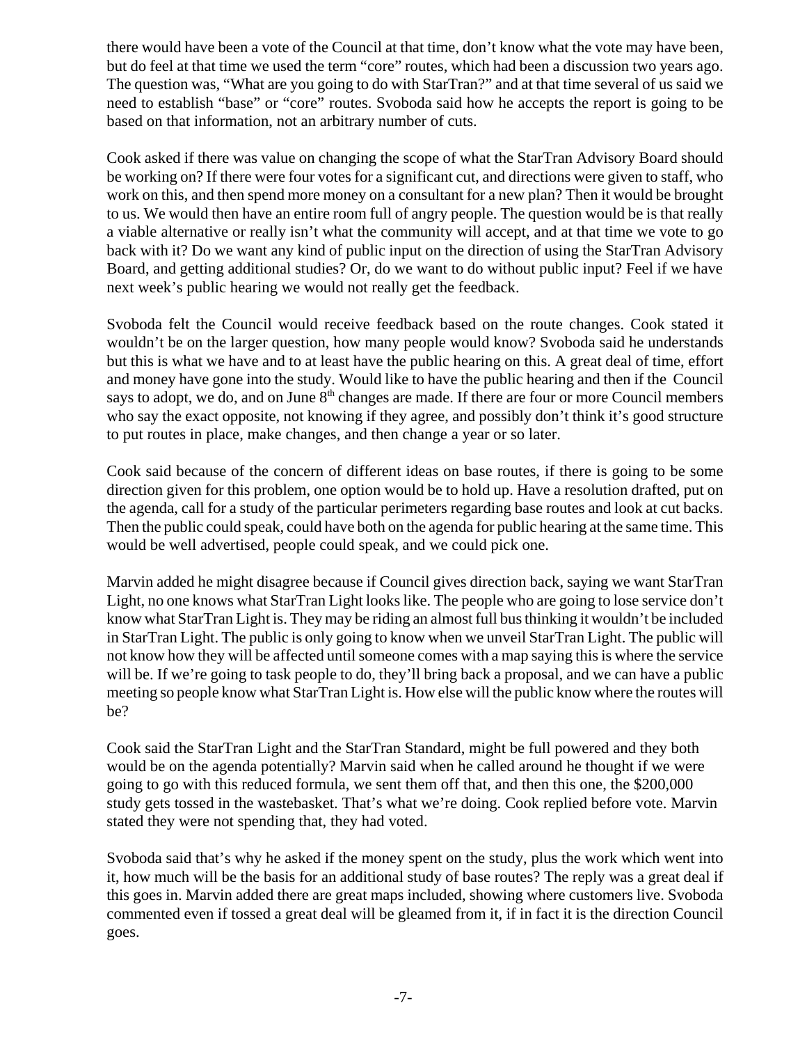there would have been a vote of the Council at that time, don't know what the vote may have been, but do feel at that time we used the term "core" routes, which had been a discussion two years ago. The question was, "What are you going to do with StarTran?" and at that time several of us said we need to establish "base" or "core" routes. Svoboda said how he accepts the report is going to be based on that information, not an arbitrary number of cuts.

Cook asked if there was value on changing the scope of what the StarTran Advisory Board should be working on? If there were four votes for a significant cut, and directions were given to staff, who work on this, and then spend more money on a consultant for a new plan? Then it would be brought to us. We would then have an entire room full of angry people. The question would be is that really a viable alternative or really isn't what the community will accept, and at that time we vote to go back with it? Do we want any kind of public input on the direction of using the StarTran Advisory Board, and getting additional studies? Or, do we want to do without public input? Feel if we have next week's public hearing we would not really get the feedback.

Svoboda felt the Council would receive feedback based on the route changes. Cook stated it wouldn't be on the larger question, how many people would know? Svoboda said he understands but this is what we have and to at least have the public hearing on this. A great deal of time, effort and money have gone into the study. Would like to have the public hearing and then if the Council says to adopt, we do, and on June 8th changes are made. If there are four or more Council members who say the exact opposite, not knowing if they agree, and possibly don't think it's good structure to put routes in place, make changes, and then change a year or so later.

Cook said because of the concern of different ideas on base routes, if there is going to be some direction given for this problem, one option would be to hold up. Have a resolution drafted, put on the agenda, call for a study of the particular perimeters regarding base routes and look at cut backs. Then the public could speak, could have both on the agenda for public hearing at the same time. This would be well advertised, people could speak, and we could pick one.

Marvin added he might disagree because if Council gives direction back, saying we want StarTran Light, no one knows what StarTran Light looks like. The people who are going to lose service don't know what StarTran Light is. They may be riding an almost full bus thinking it wouldn't be included in StarTran Light. The public is only going to know when we unveil StarTran Light. The public will not know how they will be affected until someone comes with a map saying this is where the service will be. If we're going to task people to do, they'll bring back a proposal, and we can have a public meeting so people know what StarTran Light is. How else will the public know where the routes will be?

Cook said the StarTran Light and the StarTran Standard, might be full powered and they both would be on the agenda potentially? Marvin said when he called around he thought if we were going to go with this reduced formula, we sent them off that, and then this one, the $200,000 study gets tossed in the wastebasket. That's what we're doing. Cook replied before vote. Marvin stated they were not spending that, they had voted.

Svoboda said that's why he asked if the money spent on the study, plus the work which went into it, how much will be the basis for an additional study of base routes? The reply was a great deal if this goes in. Marvin added there are great maps included, showing where customers live. Svoboda commented even if tossed a great deal will be gleamed from it, if in fact it is the direction Council goes.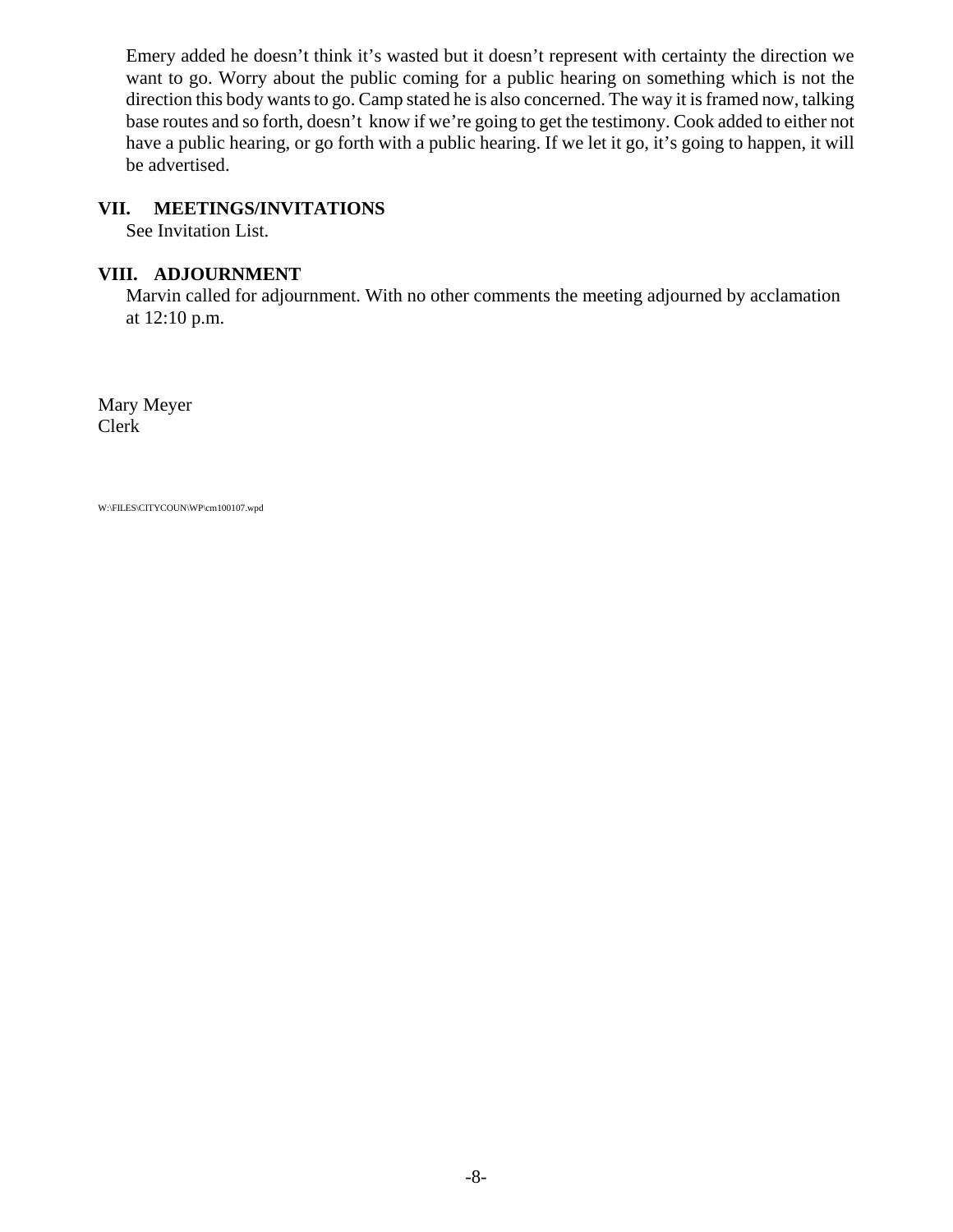Emery added he doesn't think it's wasted but it doesn't represent with certainty the direction we want to go. Worry about the public coming for a public hearing on something which is not the direction this body wants to go. Camp stated he is also concerned. The way it is framed now, talking base routes and so forth, doesn't know if we're going to get the testimony. Cook added to either not have a public hearing, or go forth with a public hearing. If we let it go, it's going to happen, it will be advertised.

## VII. MEETINGS/INVITATIONS

See Invitation List.

## VIII. ADJOURNMENT

Marvin called for adjournment. With no other comments the meeting adjourned by acclamation at 12:10 p.m.

Mary Meyer
Clerk

W:\FILES\CITYCOUN\WP\cm100107.wpd